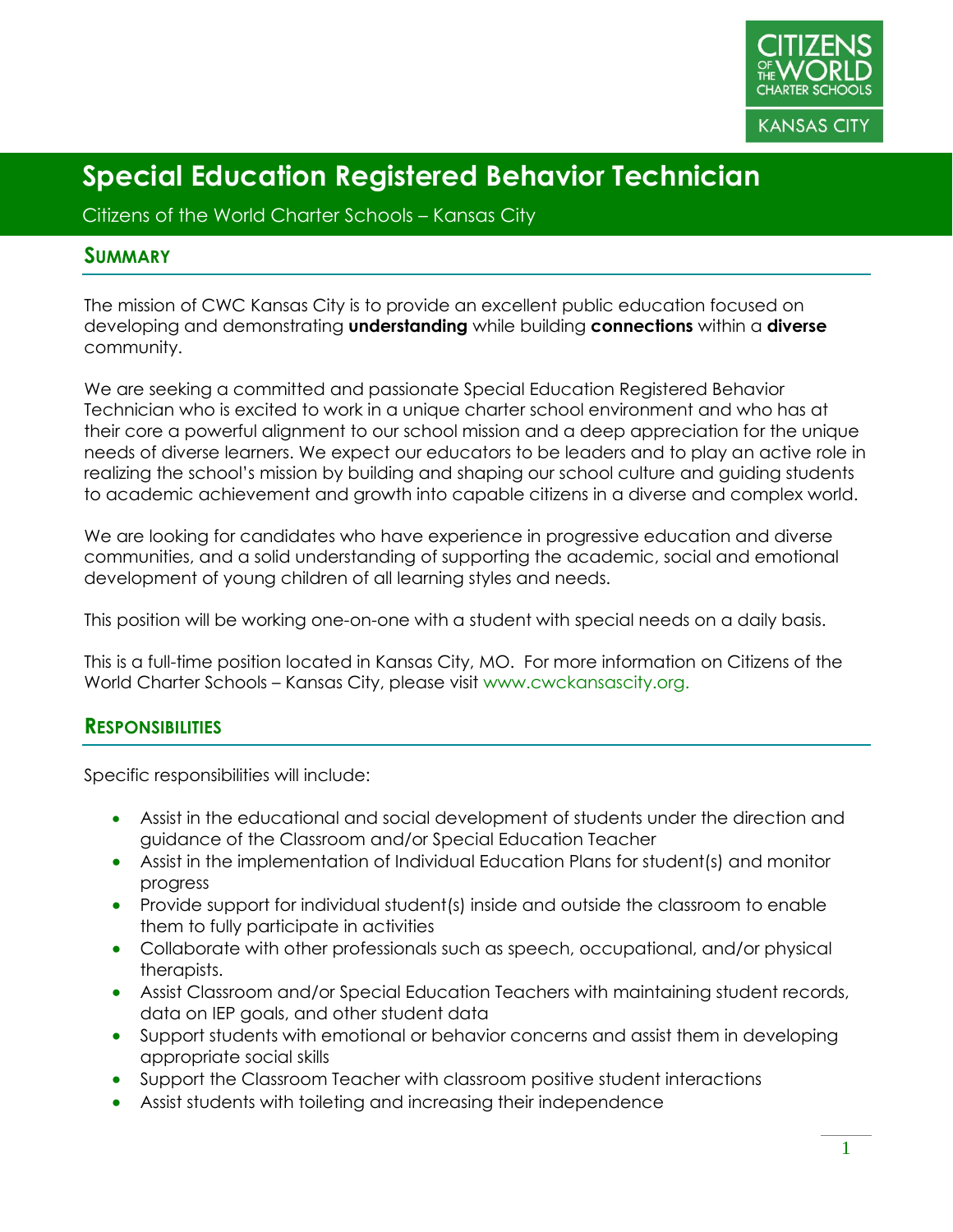# Special Education Registered Behavior Technician

Citizens of the World Charter Schools – Kansas City

## Summary

The mission of CWC Kansas City is to provide an excellent public education focused on developing and demonstrating **understanding** while building **connections** within a **diverse** community.

We are seeking a committed and passionate Special Education Registered Behavior Technician who is excited to work in a unique charter school environment and who has at their core a powerful alignment to our school mission and a deep appreciation for the unique needs of diverse learners. We expect our educators to be leaders and to play an active role in realizing the school's mission by building and shaping our school culture and guiding students to academic achievement and growth into capable citizens in a diverse and complex world.

We are looking for candidates who have experience in progressive education and diverse communities, and a solid understanding of supporting the academic, social and emotional development of young children of all learning styles and needs.

This position will be working one-on-one with a student with special needs on a daily basis.

This is a full-time position located in Kansas City, MO. For more information on Citizens of the World Charter Schools – Kansas City, please visit www.cwckansascity.org.

## Responsibilities

Specific responsibilities will include:

- Assist in the educational and social development of students under the direction and guidance of the Classroom and/or Special Education Teacher
- Assist in the implementation of Individual Education Plans for student(s) and monitor progress
- Provide support for individual student(s) inside and outside the classroom to enable them to fully participate in activities
- Collaborate with other professionals such as speech, occupational, and/or physical therapists.
- Assist Classroom and/or Special Education Teachers with maintaining student records, data on IEP goals, and other student data
- Support students with emotional or behavior concerns and assist them in developing appropriate social skills
- Support the Classroom Teacher with classroom positive student interactions
- Assist students with toileting and increasing their independence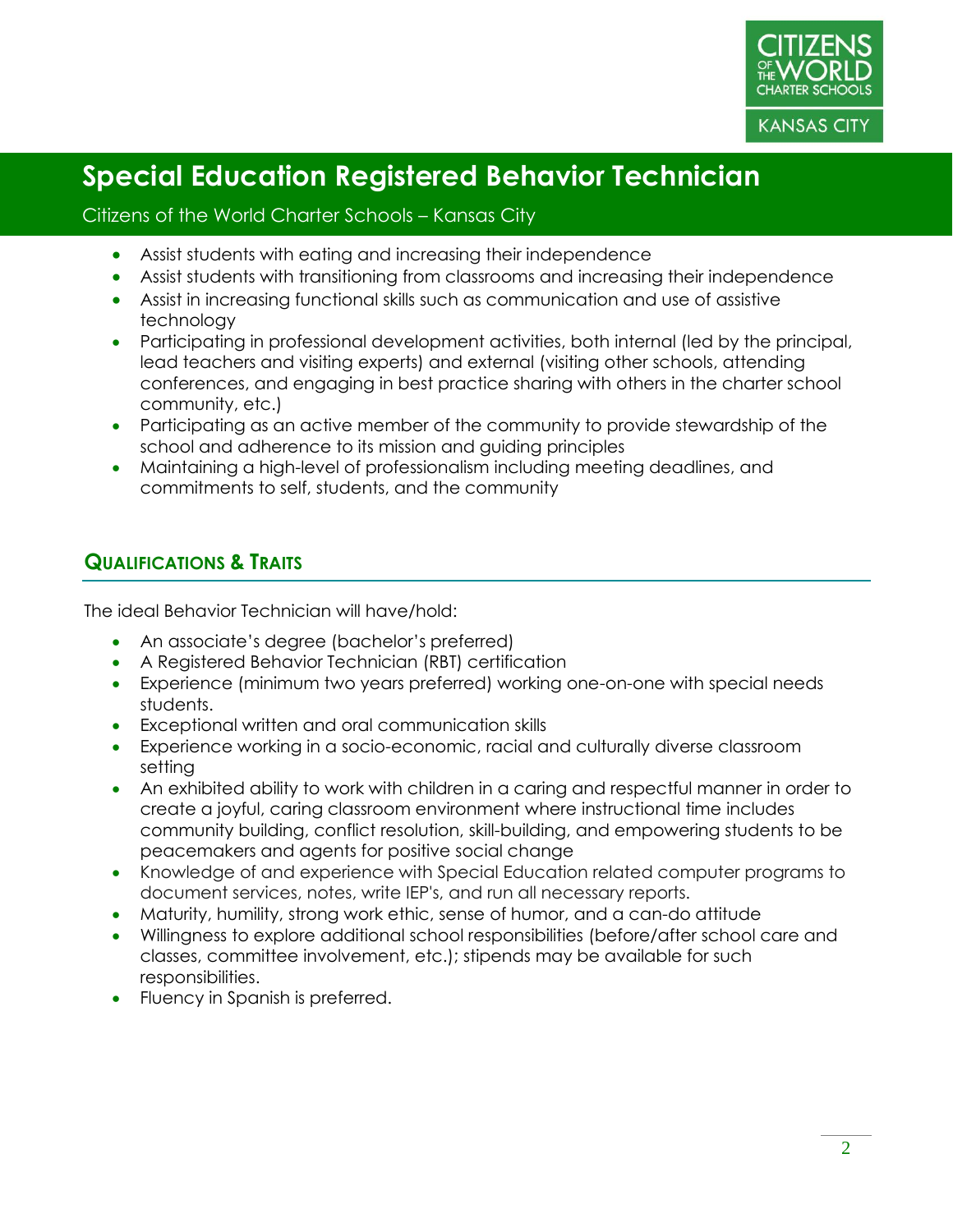# Special Education Registered Behavior Technician

Citizens of the World Charter Schools – Kansas City

- Assist students with eating and increasing their independence
- Assist students with transitioning from classrooms and increasing their independence
- Assist in increasing functional skills such as communication and use of assistive technology
- Participating in professional development activities, both internal (led by the principal, lead teachers and visiting experts) and external (visiting other schools, attending conferences, and engaging in best practice sharing with others in the charter school community, etc.)
- Participating as an active member of the community to provide stewardship of the school and adherence to its mission and guiding principles
- Maintaining a high-level of professionalism including meeting deadlines, and commitments to self, students, and the community

## Qualifications & Traits

The ideal Behavior Technician will have/hold:

- An associate's degree (bachelor's preferred)
- A Registered Behavior Technician (RBT) certification
- Experience (minimum two years preferred) working one-on-one with special needs students.
- Exceptional written and oral communication skills
- Experience working in a socio-economic, racial and culturally diverse classroom setting
- An exhibited ability to work with children in a caring and respectful manner in order to create a joyful, caring classroom environment where instructional time includes community building, conflict resolution, skill-building, and empowering students to be peacemakers and agents for positive social change
- Knowledge of and experience with Special Education related computer programs to document services, notes, write IEP's, and run all necessary reports.
- Maturity, humility, strong work ethic, sense of humor, and a can-do attitude
- Willingness to explore additional school responsibilities (before/after school care and classes, committee involvement, etc.); stipends may be available for such responsibilities.
- Fluency in Spanish is preferred.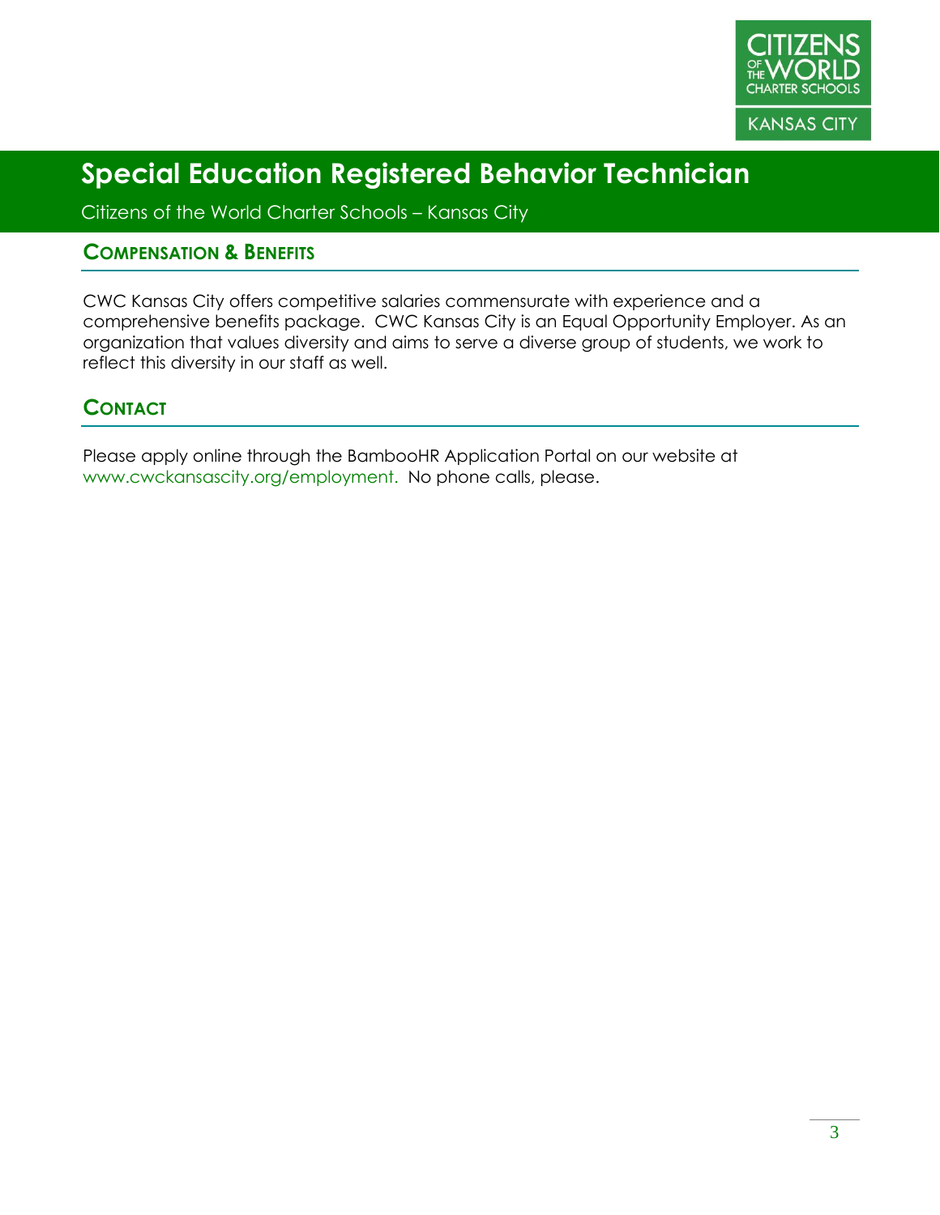# Special Education Registered Behavior Technician

Citizens of the World Charter Schools – Kansas City

## Compensation & Benefits

CWC Kansas City offers competitive salaries commensurate with experience and a comprehensive benefits package. CWC Kansas City is an Equal Opportunity Employer. As an organization that values diversity and aims to serve a diverse group of students, we work to reflect this diversity in our staff as well.

## Contact

Please apply online through the BambooHR Application Portal on our website at www.cwckansascity.org/employment. No phone calls, please.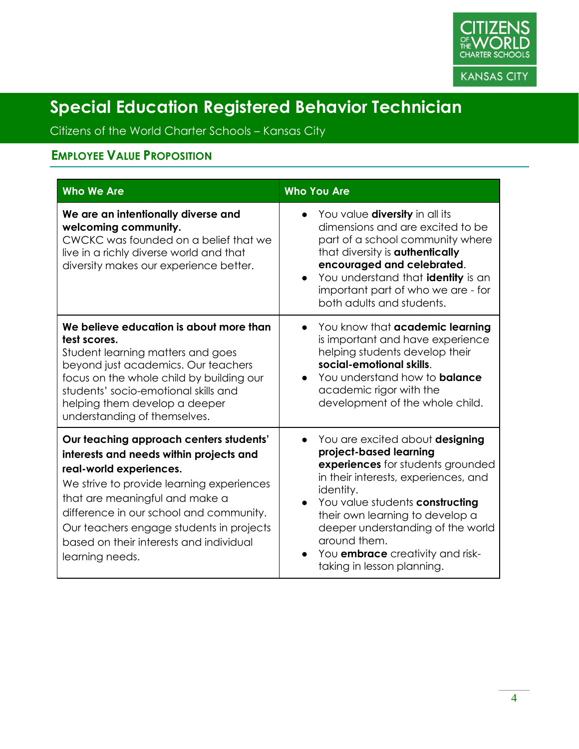# Special Education Registered Behavior Technician

Citizens of the World Charter Schools – Kansas City

## Employee Value Proposition

| Who We Are | Who You Are |
|---|---|
| **We are an intentionally diverse and welcoming community.** CWCKC was founded on a belief that we live in a richly diverse world and that diversity makes our experience better. | • You value **diversity** in all its dimensions and are excited to be part of a school community where that diversity is **authentically encouraged and celebrated**.<br>• You understand that **identity** is an important part of who we are - for both adults and students. |
| **We believe education is about more than test scores.** Student learning matters and goes beyond just academics. Our teachers focus on the whole child by building our students' socio-emotional skills and helping them develop a deeper understanding of themselves. | • You know that **academic learning** is important and have experience helping students develop their **social-emotional skills**.<br>• You understand how to **balance** academic rigor with the development of the whole child. |
| **Our teaching approach centers students' interests and needs within projects and real-world experiences.** We strive to provide learning experiences that are meaningful and make a difference in our school and community. Our teachers engage students in projects based on their interests and individual learning needs. | • You are excited about **designing project-based learning experiences** for students grounded in their interests, experiences, and identity.<br>• You value students **constructing** their own learning to develop a deeper understanding of the world around them.<br>• You **embrace** creativity and risk-taking in lesson planning. |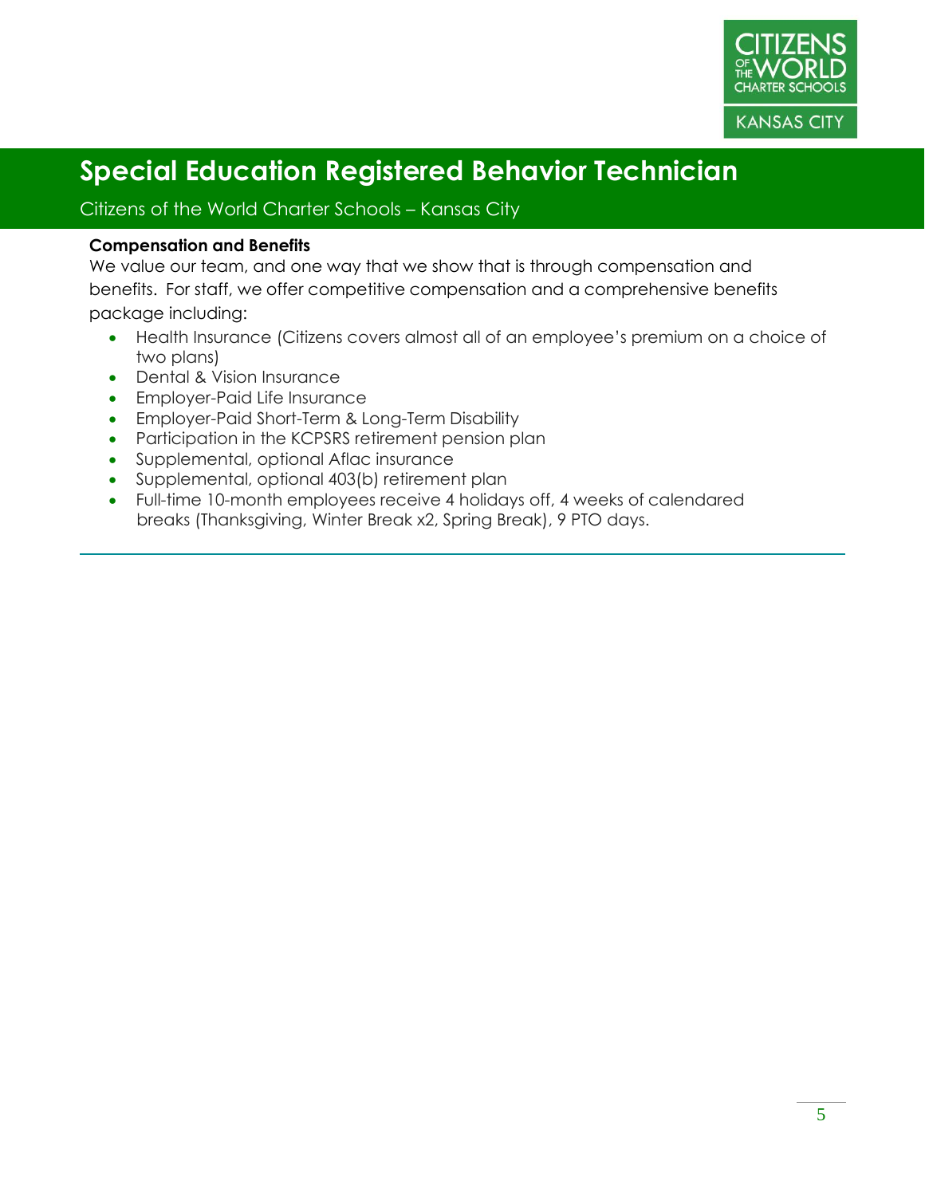# Special Education Registered Behavior Technician

Citizens of the World Charter Schools – Kansas City

**Compensation and Benefits**

We value our team, and one way that we show that is through compensation and benefits. For staff, we offer competitive compensation and a comprehensive benefits package including:

- Health Insurance (Citizens covers almost all of an employee's premium on a choice of two plans)
- Dental & Vision Insurance
- Employer-Paid Life Insurance
- Employer-Paid Short-Term & Long-Term Disability
- Participation in the KCPSRS retirement pension plan
- Supplemental, optional Aflac insurance
- Supplemental, optional 403(b) retirement plan
- Full-time 10-month employees receive 4 holidays off, 4 weeks of calendared breaks (Thanksgiving, Winter Break x2, Spring Break), 9 PTO days.